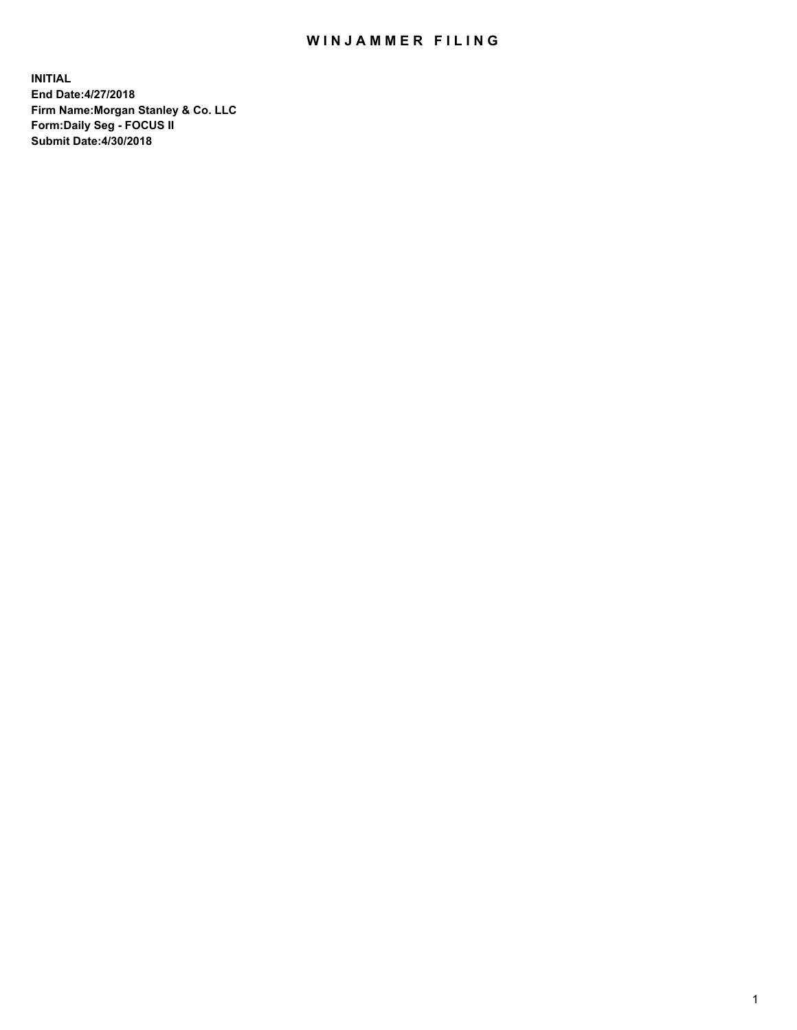# WINJAMMER FILING

**INITIAL**
**End Date:4/27/2018**
**Firm Name:Morgan Stanley & Co. LLC**
**Form:Daily Seg - FOCUS II**
**Submit Date:4/30/2018**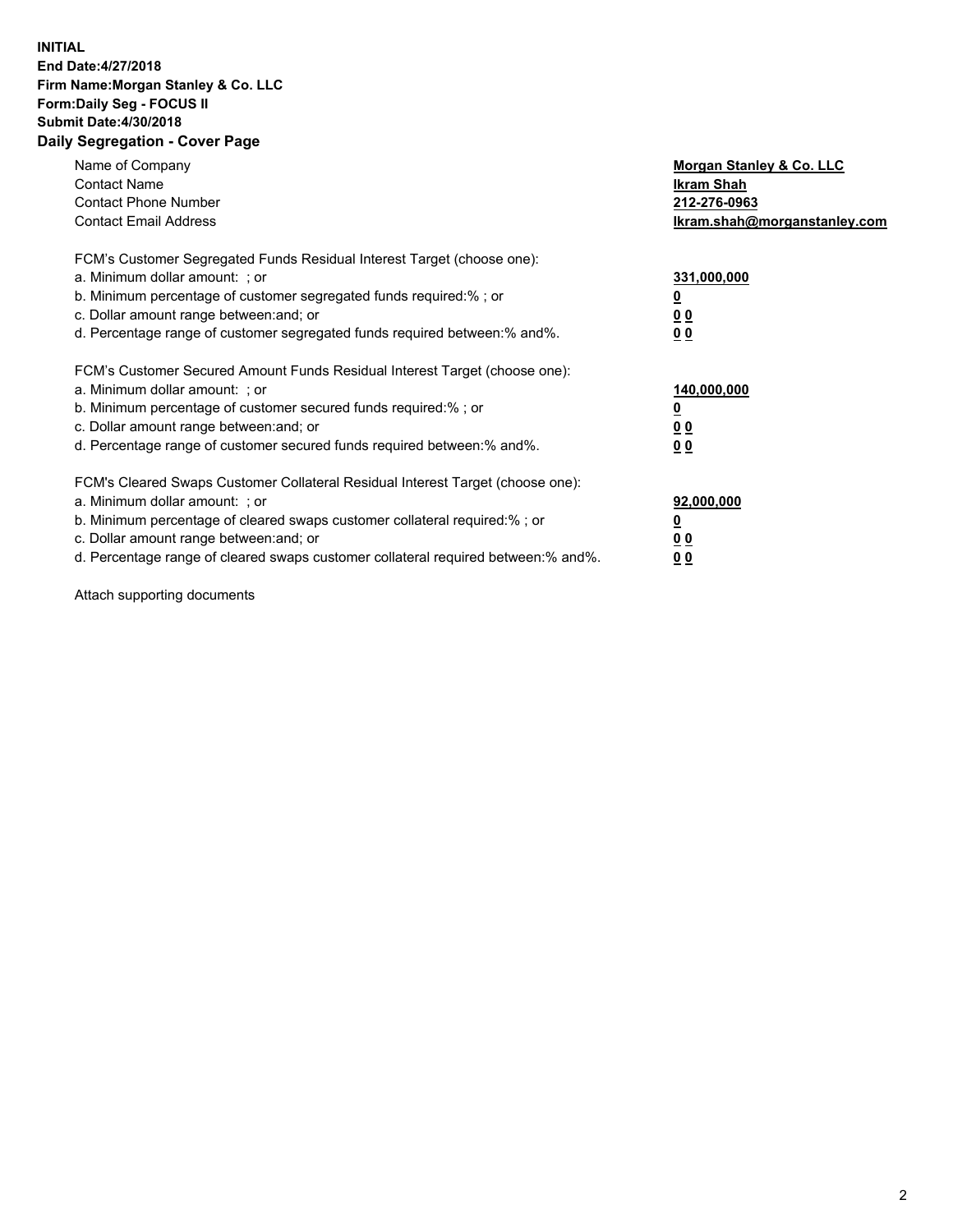**INITIAL**
**End Date:4/27/2018**
**Firm Name:Morgan Stanley & Co. LLC**
**Form:Daily Seg - FOCUS II**
**Submit Date:4/30/2018**
**Daily Segregation - Cover Page**

| | |
|---|---|
| Name of Company | **Morgan Stanley & Co. LLC** |
| Contact Name | **Ikram Shah** |
| Contact Phone Number | **212-276-0963** |
| Contact Email Address | **Ikram.shah@morganstanley.com** |

FCM's Customer Segregated Funds Residual Interest Target (choose one):

| | |
|---|---|
| a. Minimum dollar amount: ; or | **331,000,000** |
| b. Minimum percentage of customer segregated funds required:% ; or | **0** |
| c. Dollar amount range between:and; or | **0 0** |
| d. Percentage range of customer segregated funds required between:% and%. | **0 0** |

FCM's Customer Secured Amount Funds Residual Interest Target (choose one):

| | |
|---|---|
| a. Minimum dollar amount: ; or | **140,000,000** |
| b. Minimum percentage of customer secured funds required:% ; or | **0** |
| c. Dollar amount range between:and; or | **0 0** |
| d. Percentage range of customer secured funds required between:% and%. | **0 0** |

FCM's Cleared Swaps Customer Collateral Residual Interest Target (choose one):

| | |
|---|---|
| a. Minimum dollar amount: ; or | **92,000,000** |
| b. Minimum percentage of cleared swaps customer collateral required:% ; or | **0** |
| c. Dollar amount range between:and; or | **0 0** |
| d. Percentage range of cleared swaps customer collateral required between:% and%. | **0 0** |

Attach supporting documents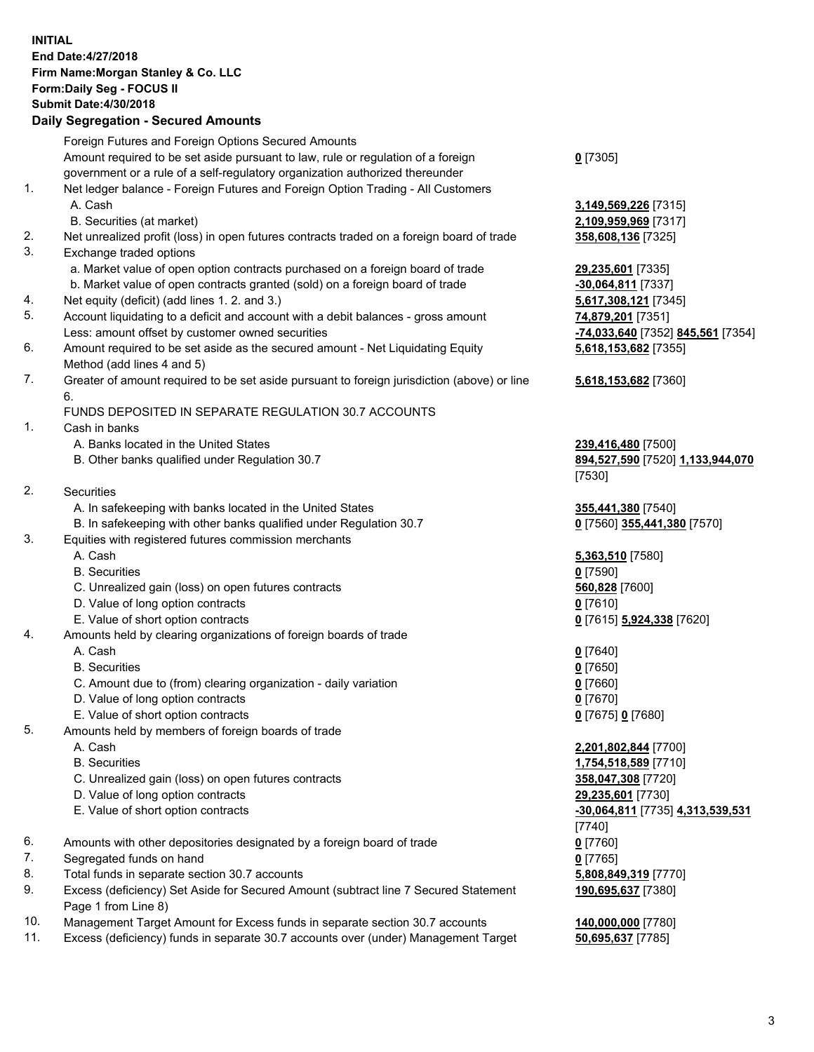**INITIAL**
**End Date:4/27/2018**
**Firm Name:Morgan Stanley & Co. LLC**
**Form:Daily Seg - FOCUS II**
**Submit Date:4/30/2018**

## Daily Segregation - Secured Amounts

| | | |
|---|---|---|
| | Foreign Futures and Foreign Options Secured Amounts | |
| | Amount required to be set aside pursuant to law, rule or regulation of a foreign government or a rule of a self-regulatory organization authorized thereunder | **0** [7305] |
| 1. | Net ledger balance - Foreign Futures and Foreign Option Trading - All Customers | |
| | A. Cash | **3,149,569,226** [7315] |
| | B. Securities (at market) | **2,109,959,969** [7317] |
| 2. | Net unrealized profit (loss) in open futures contracts traded on a foreign board of trade | **358,608,136** [7325] |
| 3. | Exchange traded options | |
| | a. Market value of open option contracts purchased on a foreign board of trade | **29,235,601** [7335] |
| | b. Market value of open contracts granted (sold) on a foreign board of trade | **-30,064,811** [7337] |
| 4. | Net equity (deficit) (add lines 1. 2. and 3.) | **5,617,308,121** [7345] |
| 5. | Account liquidating to a deficit and account with a debit balances - gross amount | **74,879,201** [7351] |
| | Less: amount offset by customer owned securities | **-74,033,640** [7352] **845,561** [7354] |
| 6. | Amount required to be set aside as the secured amount - Net Liquidating Equity Method (add lines 4 and 5) | **5,618,153,682** [7355] |
| 7. | Greater of amount required to be set aside pursuant to foreign jurisdiction (above) or line 6. | **5,618,153,682** [7360] |
| | FUNDS DEPOSITED IN SEPARATE REGULATION 30.7 ACCOUNTS | |
| 1. | Cash in banks | |
| | A. Banks located in the United States | **239,416,480** [7500] |
| | B. Other banks qualified under Regulation 30.7 | **894,527,590** [7520] **1,133,944,070** [7530] |
| 2. | Securities | |
| | A. In safekeeping with banks located in the United States | **355,441,380** [7540] |
| | B. In safekeeping with other banks qualified under Regulation 30.7 | **0** [7560] **355,441,380** [7570] |
| 3. | Equities with registered futures commission merchants | |
| | A. Cash | **5,363,510** [7580] |
| | B. Securities | **0** [7590] |
| | C. Unrealized gain (loss) on open futures contracts | **560,828** [7600] |
| | D. Value of long option contracts | **0** [7610] |
| | E. Value of short option contracts | **0** [7615] **5,924,338** [7620] |
| 4. | Amounts held by clearing organizations of foreign boards of trade | |
| | A. Cash | **0** [7640] |
| | B. Securities | **0** [7650] |
| | C. Amount due to (from) clearing organization - daily variation | **0** [7660] |
| | D. Value of long option contracts | **0** [7670] |
| | E. Value of short option contracts | **0** [7675] **0** [7680] |
| 5. | Amounts held by members of foreign boards of trade | |
| | A. Cash | **2,201,802,844** [7700] |
| | B. Securities | **1,754,518,589** [7710] |
| | C. Unrealized gain (loss) on open futures contracts | **358,047,308** [7720] |
| | D. Value of long option contracts | **29,235,601** [7730] |
| | E. Value of short option contracts | **-30,064,811** [7735] **4,313,539,531** [7740] |
| 6. | Amounts with other depositories designated by a foreign board of trade | **0** [7760] |
| 7. | Segregated funds on hand | **0** [7765] |
| 8. | Total funds in separate section 30.7 accounts | **5,808,849,319** [7770] |
| 9. | Excess (deficiency) Set Aside for Secured Amount (subtract line 7 Secured Statement Page 1 from Line 8) | **190,695,637** [7380] |
| 10. | Management Target Amount for Excess funds in separate section 30.7 accounts | **140,000,000** [7780] |
| 11. | Excess (deficiency) funds in separate 30.7 accounts over (under) Management Target | **50,695,637** [7785] |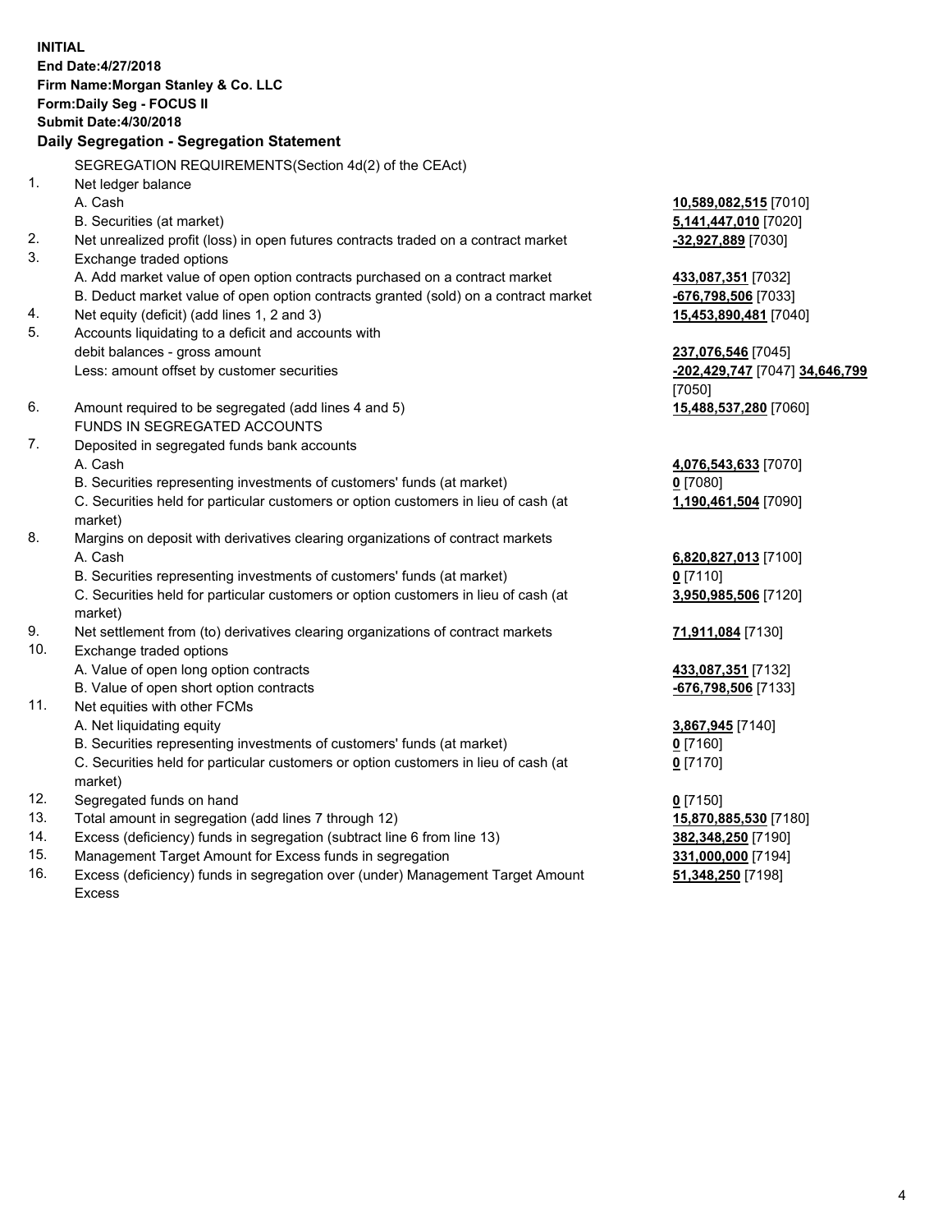**INITIAL**
**End Date:4/27/2018**
**Firm Name:Morgan Stanley & Co. LLC**
**Form:Daily Seg - FOCUS II**
**Submit Date:4/30/2018**

**Daily Segregation - Segregation Statement**

SEGREGATION REQUIREMENTS(Section 4d(2) of the CEAct)

| | | |
|---|---|---|
| 1. | Net ledger balance | |
| | A. Cash | **10,589,082,515** [7010] |
| | B. Securities (at market) | **5,141,447,010** [7020] |
| 2. | Net unrealized profit (loss) in open futures contracts traded on a contract market | **-32,927,889** [7030] |
| 3. | Exchange traded options | |
| | A. Add market value of open option contracts purchased on a contract market | **433,087,351** [7032] |
| | B. Deduct market value of open option contracts granted (sold) on a contract market | **-676,798,506** [7033] |
| 4. | Net equity (deficit) (add lines 1, 2 and 3) | **15,453,890,481** [7040] |
| 5. | Accounts liquidating to a deficit and accounts with debit balances - gross amount | **237,076,546** [7045] |
| | Less: amount offset by customer securities | **-202,429,747** [7047] **34,646,799** [7050] |
| 6. | Amount required to be segregated (add lines 4 and 5) | **15,488,537,280** [7060] |
| | FUNDS IN SEGREGATED ACCOUNTS | |
| 7. | Deposited in segregated funds bank accounts | |
| | A. Cash | **4,076,543,633** [7070] |
| | B. Securities representing investments of customers' funds (at market) | **0** [7080] |
| | C. Securities held for particular customers or option customers in lieu of cash (at market) | **1,190,461,504** [7090] |
| 8. | Margins on deposit with derivatives clearing organizations of contract markets | |
| | A. Cash | **6,820,827,013** [7100] |
| | B. Securities representing investments of customers' funds (at market) | **0** [7110] |
| | C. Securities held for particular customers or option customers in lieu of cash (at market) | **3,950,985,506** [7120] |
| 9. | Net settlement from (to) derivatives clearing organizations of contract markets | **71,911,084** [7130] |
| 10. | Exchange traded options | |
| | A. Value of open long option contracts | **433,087,351** [7132] |
| | B. Value of open short option contracts | **-676,798,506** [7133] |
| 11. | Net equities with other FCMs | |
| | A. Net liquidating equity | **3,867,945** [7140] |
| | B. Securities representing investments of customers' funds (at market) | **0** [7160] |
| | C. Securities held for particular customers or option customers in lieu of cash (at market) | **0** [7170] |
| 12. | Segregated funds on hand | **0** [7150] |
| 13. | Total amount in segregation (add lines 7 through 12) | **15,870,885,530** [7180] |
| 14. | Excess (deficiency) funds in segregation (subtract line 6 from line 13) | **382,348,250** [7190] |
| 15. | Management Target Amount for Excess funds in segregation | **331,000,000** [7194] |
| 16. | Excess (deficiency) funds in segregation over (under) Management Target Amount Excess | **51,348,250** [7198] |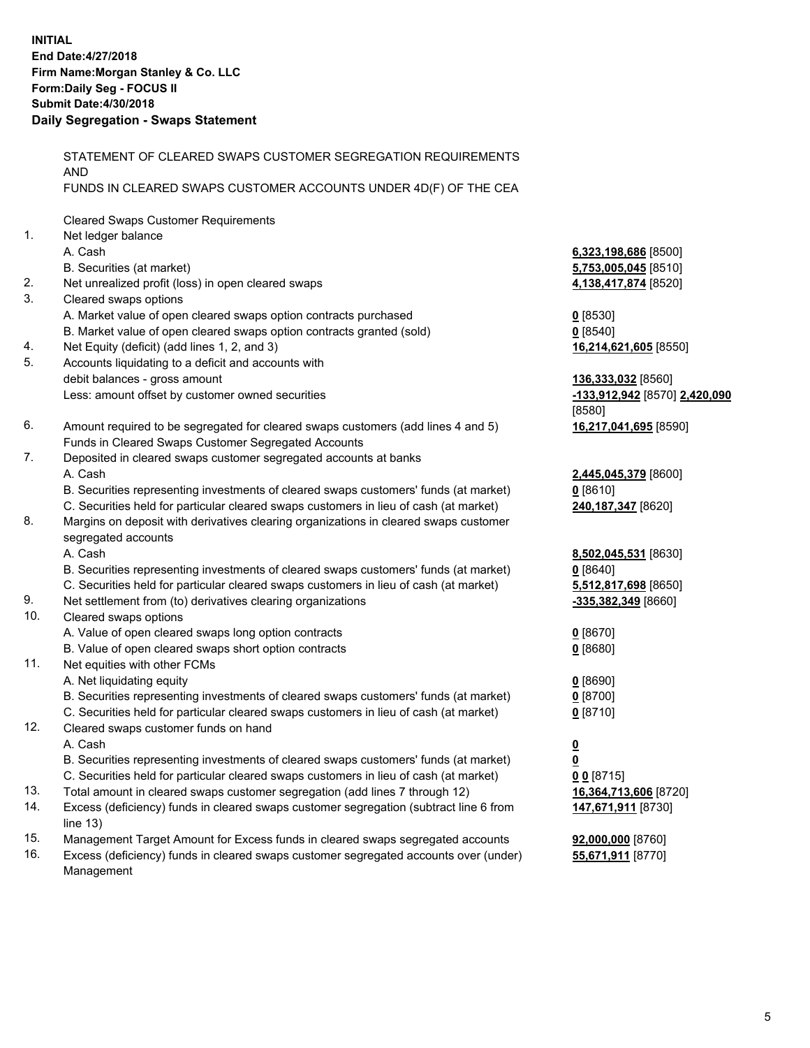**INITIAL**
**End Date:4/27/2018**
**Firm Name:Morgan Stanley & Co. LLC**
**Form:Daily Seg - FOCUS II**
**Submit Date:4/30/2018**
**Daily Segregation - Swaps Statement**

STATEMENT OF CLEARED SWAPS CUSTOMER SEGREGATION REQUIREMENTS AND FUNDS IN CLEARED SWAPS CUSTOMER ACCOUNTS UNDER 4D(F) OF THE CEA

| | | |
|---|---|---|
| | Cleared Swaps Customer Requirements | |
| 1. | Net ledger balance | |
| | A. Cash | **6,323,198,686** [8500] |
| | B. Securities (at market) | **5,753,005,045** [8510] |
| 2. | Net unrealized profit (loss) in open cleared swaps | **4,138,417,874** [8520] |
| 3. | Cleared swaps options | |
| | A. Market value of open cleared swaps option contracts purchased | **0** [8530] |
| | B. Market value of open cleared swaps option contracts granted (sold) | **0** [8540] |
| 4. | Net Equity (deficit) (add lines 1, 2, and 3) | **16,214,621,605** [8550] |
| 5. | Accounts liquidating to a deficit and accounts with debit balances - gross amount | **136,333,032** [8560] |
| | Less: amount offset by customer owned securities | **-133,912,942** [8570] **2,420,090** [8580] |
| 6. | Amount required to be segregated for cleared swaps customers (add lines 4 and 5) | **16,217,041,695** [8590] |
| | Funds in Cleared Swaps Customer Segregated Accounts | |
| 7. | Deposited in cleared swaps customer segregated accounts at banks | |
| | A. Cash | **2,445,045,379** [8600] |
| | B. Securities representing investments of cleared swaps customers' funds (at market) | **0** [8610] |
| | C. Securities held for particular cleared swaps customers in lieu of cash (at market) | **240,187,347** [8620] |
| 8. | Margins on deposit with derivatives clearing organizations in cleared swaps customer segregated accounts | |
| | A. Cash | **8,502,045,531** [8630] |
| | B. Securities representing investments of cleared swaps customers' funds (at market) | **0** [8640] |
| | C. Securities held for particular cleared swaps customers in lieu of cash (at market) | **5,512,817,698** [8650] |
| 9. | Net settlement from (to) derivatives clearing organizations | **-335,382,349** [8660] |
| 10. | Cleared swaps options | |
| | A. Value of open cleared swaps long option contracts | **0** [8670] |
| | B. Value of open cleared swaps short option contracts | **0** [8680] |
| 11. | Net equities with other FCMs | |
| | A. Net liquidating equity | **0** [8690] |
| | B. Securities representing investments of cleared swaps customers' funds (at market) | **0** [8700] |
| | C. Securities held for particular cleared swaps customers in lieu of cash (at market) | **0** [8710] |
| 12. | Cleared swaps customer funds on hand | |
| | A. Cash | **0** |
| | B. Securities representing investments of cleared swaps customers' funds (at market) | **0** |
| | C. Securities held for particular cleared swaps customers in lieu of cash (at market) | **0** **0** [8715] |
| 13. | Total amount in cleared swaps customer segregation (add lines 7 through 12) | **16,364,713,606** [8720] |
| 14. | Excess (deficiency) funds in cleared swaps customer segregation (subtract line 6 from line 13) | **147,671,911** [8730] |
| 15. | Management Target Amount for Excess funds in cleared swaps segregated accounts | **92,000,000** [8760] |
| 16. | Excess (deficiency) funds in cleared swaps customer segregated accounts over (under) Management | **55,671,911** [8770] |